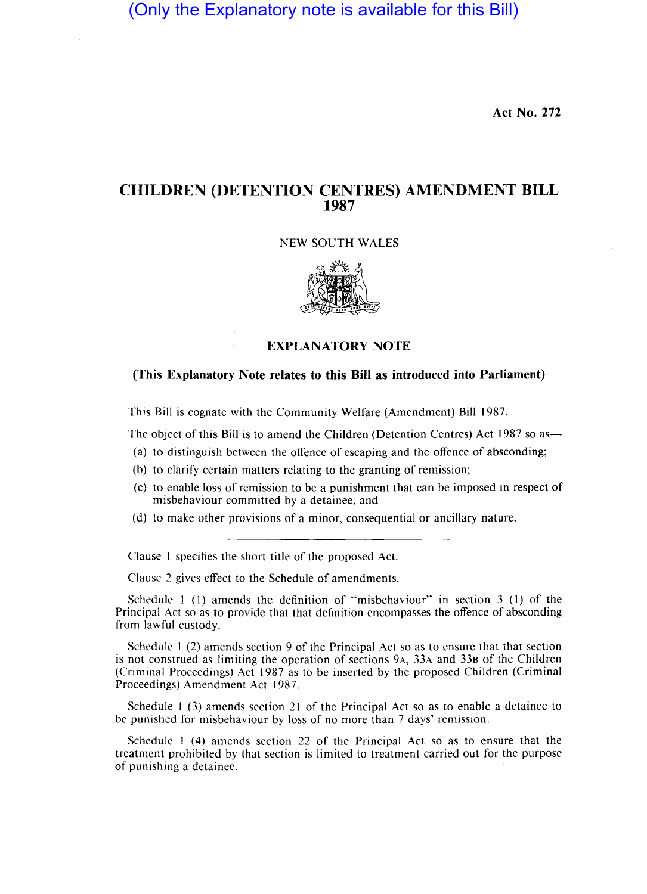(Only the Explanatory note is available for this Bill)

Act No. 272

# CHILDREN (DETENTION CENTRES) AMENDMENT BILL 1987

NEW SOUTH WALES

## EXPLANATORY NOTE

**(This Explanatory Note relates to this Bill as introduced into Parliament)**

This Bill is cognate with the Community Welfare (Amendment) Bill 1987.

The object of this Bill is to amend the Children (Detention Centres) Act 1987 so as—

(a) to distinguish between the offence of escaping and the offence of absconding;

(b) to clarify certain matters relating to the granting of remission;

(c) to enable loss of remission to be a punishment that can be imposed in respect of misbehaviour committed by a detainee; and

(d) to make other provisions of a minor, consequential or ancillary nature.

---

Clause 1 specifies the short title of the proposed Act.

Clause 2 gives effect to the Schedule of amendments.

Schedule 1 (1) amends the definition of "misbehaviour" in section 3 (1) of the Principal Act so as to provide that that definition encompasses the offence of absconding from lawful custody.

Schedule 1 (2) amends section 9 of the Principal Act so as to ensure that that section is not construed as limiting the operation of sections 9A, 33A and 33B of the Children (Criminal Proceedings) Act 1987 as to be inserted by the proposed Children (Criminal Proceedings) Amendment Act 1987.

Schedule 1 (3) amends section 21 of the Principal Act so as to enable a detainee to be punished for misbehaviour by loss of no more than 7 days' remission.

Schedule 1 (4) amends section 22 of the Principal Act so as to ensure that the treatment prohibited by that section is limited to treatment carried out for the purpose of punishing a detainee.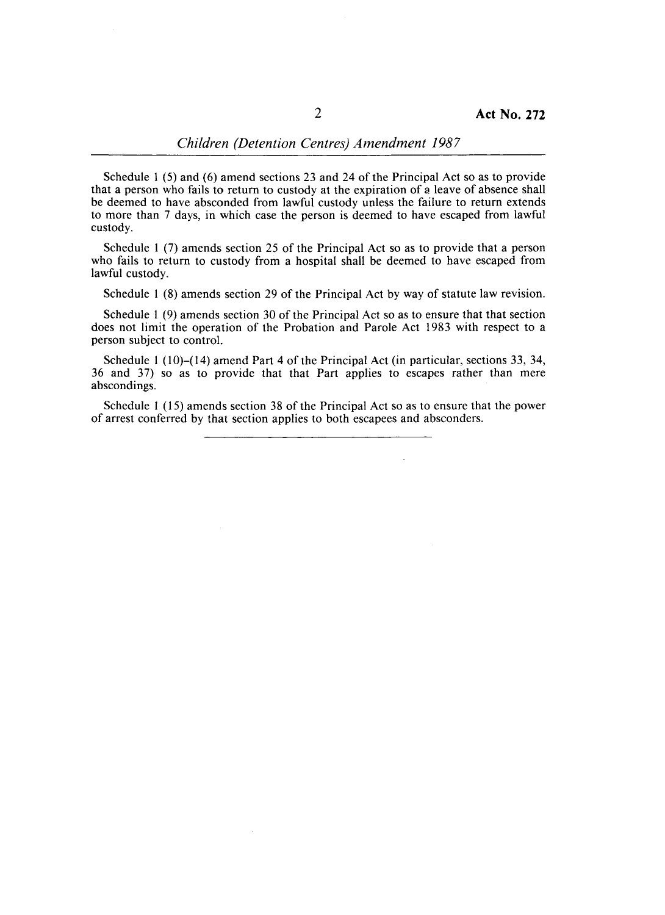Schedule 1 (5) and (6) amend sections 23 and 24 of the Principal Act so as to provide that a person who fails to return to custody at the expiration of a leave of absence shall be deemed to have absconded from lawful custody unless the failure to return extends to more than 7 days, in which case the person is deemed to have escaped from lawful custody.

Schedule 1 (7) amends section 25 of the Principal Act so as to provide that a person who fails to return to custody from a hospital shall be deemed to have escaped from lawful custody.

Schedule 1 (8) amends section 29 of the Principal Act by way of statute law revision.

Schedule 1 (9) amends section 30 of the Principal Act so as to ensure that that section does not limit the operation of the Probation and Parole Act 1983 with respect to a person subject to control.

Schedule 1 (10)–(14) amend Part 4 of the Principal Act (in particular, sections 33, 34, 36 and 37) so as to provide that that Part applies to escapes rather than mere abscondings.

Schedule 1 (15) amends section 38 of the Principal Act so as to ensure that the power of arrest conferred by that section applies to both escapees and absconders.